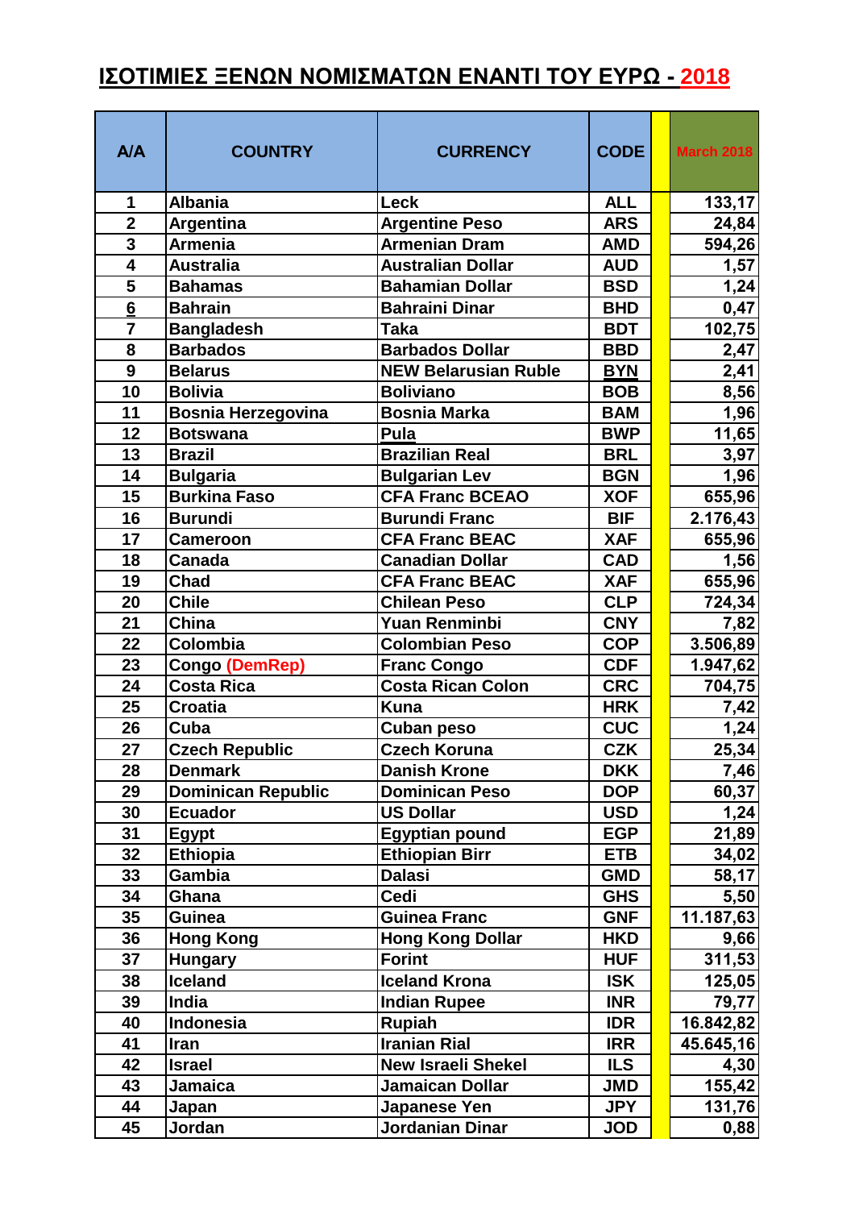# ΙΣΟΤΙΜΙΕΣ ΞΕΝΩΝ ΝΟΜΙΣΜΑΤΩΝ ΕΝΑΝΤΙ ΤΟΥ ΕΥΡΩ - 2018

| A/A | COUNTRY | CURRENCY | CODE | | March 2018 |
|---|---|---|---|---|---|
| 1 | Albania | Leck | ALL | | 133,17 |
| 2 | Argentina | Argentine Peso | ARS | | 24,84 |
| 3 | Armenia | Armenian Dram | AMD | | 594,26 |
| 4 | Australia | Australian Dollar | AUD | | 1,57 |
| 5 | Bahamas | Bahamian Dollar | BSD | | 1,24 |
| 6 | Bahrain | Bahraini Dinar | BHD | | 0,47 |
| 7 | Bangladesh | Taka | BDT | | 102,75 |
| 8 | Barbados | Barbados Dollar | BBD | | 2,47 |
| 9 | Belarus | NEW Belarusian Ruble | BYN | | 2,41 |
| 10 | Bolivia | Boliviano | BOB | | 8,56 |
| 11 | Bosnia Herzegovina | Bosnia Marka | BAM | | 1,96 |
| 12 | Botswana | Pula | BWP | | 11,65 |
| 13 | Brazil | Brazilian Real | BRL | | 3,97 |
| 14 | Bulgaria | Bulgarian Lev | BGN | | 1,96 |
| 15 | Burkina Faso | CFA Franc BCEAO | XOF | | 655,96 |
| 16 | Burundi | Burundi Franc | BIF | | 2.176,43 |
| 17 | Cameroon | CFA Franc BEAC | XAF | | 655,96 |
| 18 | Canada | Canadian Dollar | CAD | | 1,56 |
| 19 | Chad | CFA Franc BEAC | XAF | | 655,96 |
| 20 | Chile | Chilean Peso | CLP | | 724,34 |
| 21 | China | Yuan Renminbi | CNY | | 7,82 |
| 22 | Colombia | Colombian Peso | COP | | 3.506,89 |
| 23 | Congo (DemRep) | Franc Congo | CDF | | 1.947,62 |
| 24 | Costa Rica | Costa Rican Colon | CRC | | 704,75 |
| 25 | Croatia | Kuna | HRK | | 7,42 |
| 26 | Cuba | Cuban peso | CUC | | 1,24 |
| 27 | Czech Republic | Czech Koruna | CZK | | 25,34 |
| 28 | Denmark | Danish Krone | DKK | | 7,46 |
| 29 | Dominican Republic | Dominican Peso | DOP | | 60,37 |
| 30 | Ecuador | US Dollar | USD | | 1,24 |
| 31 | Egypt | Egyptian pound | EGP | | 21,89 |
| 32 | Ethiopia | Ethiopian Birr | ETB | | 34,02 |
| 33 | Gambia | Dalasi | GMD | | 58,17 |
| 34 | Ghana | Cedi | GHS | | 5,50 |
| 35 | Guinea | Guinea Franc | GNF | | 11.187,63 |
| 36 | Hong Kong | Hong Kong Dollar | HKD | | 9,66 |
| 37 | Hungary | Forint | HUF | | 311,53 |
| 38 | Iceland | Iceland Krona | ISK | | 125,05 |
| 39 | India | Indian Rupee | INR | | 79,77 |
| 40 | Indonesia | Rupiah | IDR | | 16.842,82 |
| 41 | Iran | Iranian Rial | IRR | | 45.645,16 |
| 42 | Israel | New Israeli Shekel | ILS | | 4,30 |
| 43 | Jamaica | Jamaican Dollar | JMD | | 155,42 |
| 44 | Japan | Japanese Yen | JPY | | 131,76 |
| 45 | Jordan | Jordanian Dinar | JOD | | 0,88 |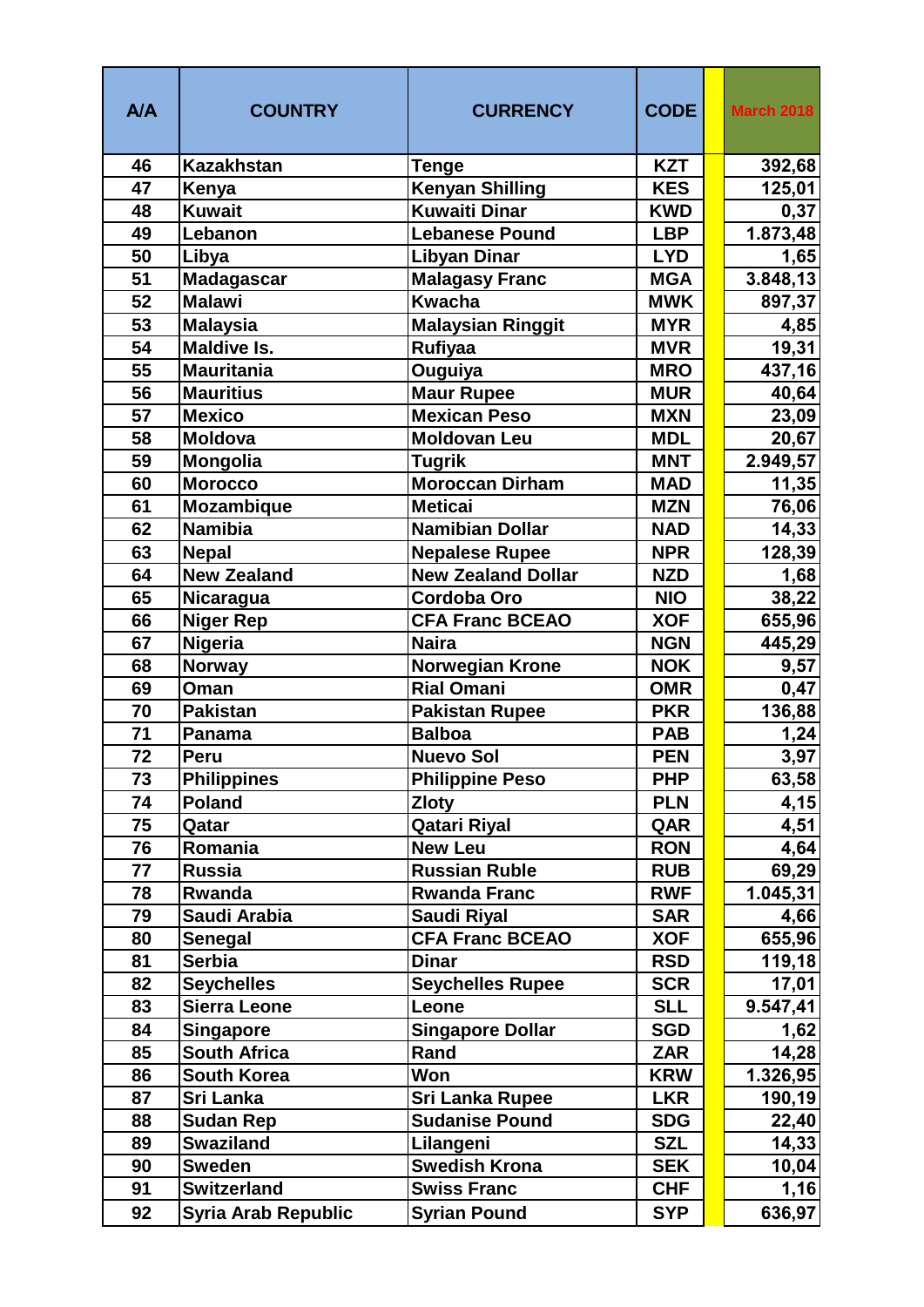| A/A | COUNTRY | CURRENCY | CODE | | March 2018 |
|---|---|---|---|---|---|
| 46 | Kazakhstan | Tenge | KZT | | 392,68 |
| 47 | Kenya | Kenyan Shilling | KES | | 125,01 |
| 48 | Kuwait | Kuwaiti Dinar | KWD | | 0,37 |
| 49 | Lebanon | Lebanese Pound | LBP | | 1.873,48 |
| 50 | Libya | Libyan Dinar | LYD | | 1,65 |
| 51 | Madagascar | Malagasy Franc | MGA | | 3.848,13 |
| 52 | Malawi | Kwacha | MWK | | 897,37 |
| 53 | Malaysia | Malaysian Ringgit | MYR | | 4,85 |
| 54 | Maldive Is. | Rufiyaa | MVR | | 19,31 |
| 55 | Mauritania | Ouguiya | MRO | | 437,16 |
| 56 | Mauritius | Maur Rupee | MUR | | 40,64 |
| 57 | Mexico | Mexican Peso | MXN | | 23,09 |
| 58 | Moldova | Moldovan Leu | MDL | | 20,67 |
| 59 | Mongolia | Tugrik | MNT | | 2.949,57 |
| 60 | Morocco | Moroccan Dirham | MAD | | 11,35 |
| 61 | Mozambique | Meticai | MZN | | 76,06 |
| 62 | Namibia | Namibian Dollar | NAD | | 14,33 |
| 63 | Nepal | Nepalese Rupee | NPR | | 128,39 |
| 64 | New Zealand | New Zealand Dollar | NZD | | 1,68 |
| 65 | Nicaragua | Cordoba Oro | NIO | | 38,22 |
| 66 | Niger Rep | CFA Franc BCEAO | XOF | | 655,96 |
| 67 | Nigeria | Naira | NGN | | 445,29 |
| 68 | Norway | Norwegian Krone | NOK | | 9,57 |
| 69 | Oman | Rial Omani | OMR | | 0,47 |
| 70 | Pakistan | Pakistan Rupee | PKR | | 136,88 |
| 71 | Panama | Balboa | PAB | | 1,24 |
| 72 | Peru | Nuevo Sol | PEN | | 3,97 |
| 73 | Philippines | Philippine Peso | PHP | | 63,58 |
| 74 | Poland | Zloty | PLN | | 4,15 |
| 75 | Qatar | Qatari Riyal | QAR | | 4,51 |
| 76 | Romania | New Leu | RON | | 4,64 |
| 77 | Russia | Russian Ruble | RUB | | 69,29 |
| 78 | Rwanda | Rwanda Franc | RWF | | 1.045,31 |
| 79 | Saudi Arabia | Saudi Riyal | SAR | | 4,66 |
| 80 | Senegal | CFA Franc BCEAO | XOF | | 655,96 |
| 81 | Serbia | Dinar | RSD | | 119,18 |
| 82 | Seychelles | Seychelles Rupee | SCR | | 17,01 |
| 83 | Sierra Leone | Leone | SLL | | 9.547,41 |
| 84 | Singapore | Singapore Dollar | SGD | | 1,62 |
| 85 | South Africa | Rand | ZAR | | 14,28 |
| 86 | South Korea | Won | KRW | | 1.326,95 |
| 87 | Sri Lanka | Sri Lanka Rupee | LKR | | 190,19 |
| 88 | Sudan Rep | Sudanise Pound | SDG | | 22,40 |
| 89 | Swaziland | Lilangeni | SZL | | 14,33 |
| 90 | Sweden | Swedish Krona | SEK | | 10,04 |
| 91 | Switzerland | Swiss Franc | CHF | | 1,16 |
| 92 | Syria Arab Republic | Syrian Pound | SYP | | 636,97 |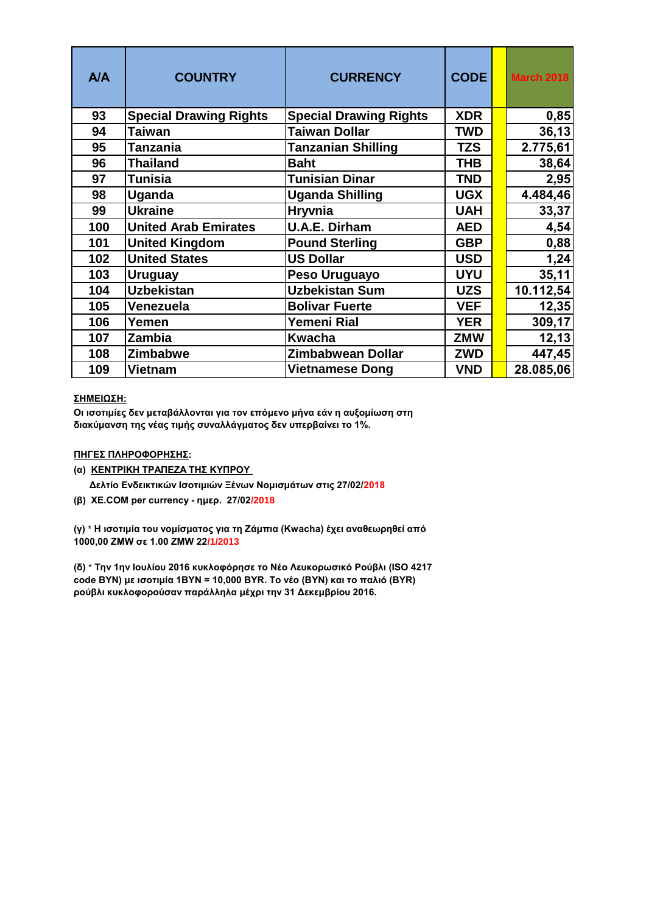| A/A | COUNTRY | CURRENCY | CODE | | March 2018 |
|---|---|---|---|---|---|
| 93 | Special Drawing Rights | Special Drawing Rights | XDR | | 0,85 |
| 94 | Taiwan | Taiwan Dollar | TWD | | 36,13 |
| 95 | Tanzania | Tanzanian Shilling | TZS | | 2.775,61 |
| 96 | Thailand | Baht | THB | | 38,64 |
| 97 | Tunisia | Tunisian Dinar | TND | | 2,95 |
| 98 | Uganda | Uganda Shilling | UGX | | 4.484,46 |
| 99 | Ukraine | Hryvnia | UAH | | 33,37 |
| 100 | United Arab Emirates | U.A.E. Dirham | AED | | 4,54 |
| 101 | United Kingdom | Pound Sterling | GBP | | 0,88 |
| 102 | United States | US Dollar | USD | | 1,24 |
| 103 | Uruguay | Peso Uruguayo | UYU | | 35,11 |
| 104 | Uzbekistan | Uzbekistan Sum | UZS | | 10.112,54 |
| 105 | Venezuela | Bolivar Fuerte | VEF | | 12,35 |
| 106 | Yemen | Yemeni Rial | YER | | 309,17 |
| 107 | Zambia | Kwacha | ZMW | | 12,13 |
| 108 | Zimbabwe | Zimbabwean Dollar | ZWD | | 447,45 |
| 109 | Vietnam | Vietnamese Dong | VND | | 28.085,06 |

**ΣΗΜΕΙΩΣΗ:**

**Οι ισοτιμίες δεν μεταβάλλονται για τον επόμενο μήνα εάν η αυξομίωση στη διακύμανση της νέας τιμής συναλλάγματος δεν υπερβαίνει το 1%.**

**ΠΗΓΕΣ ΠΛΗΡΟΦΟΡΗΣΗΣ:**

**(α) ΚΕΝΤΡΙΚΗ ΤΡΑΠΕΖΑ ΤΗΣ ΚΥΠΡΟΥ**

**Δελτίο Ενδεικτικών Ισοτιμιών Ξένων Νομισμάτων στις 27/02/2018**

**(β) XE.COM per currency - ημερ. 27/02/2018**

**(γ) * Η ισοτιμία του νομίσματος για τη Ζάμπια (Kwacha) έχει αναθεωρηθεί από 1000,00 ZMW σε 1.00 ZMW 22/1/2013**

**(δ) * Την 1ην Ιουλίου 2016 κυκλοφόρησε το Νέο Λευκορωσικό Ρούβλι (ISO 4217 code BYN) με ισοτιμία 1BYN = 10,000 BYR. Το νέο (BYN) και το παλιό (BYR) ρούβλι κυκλοφορούσαν παράλληλα μέχρι την 31 Δεκεμβρίου 2016.**